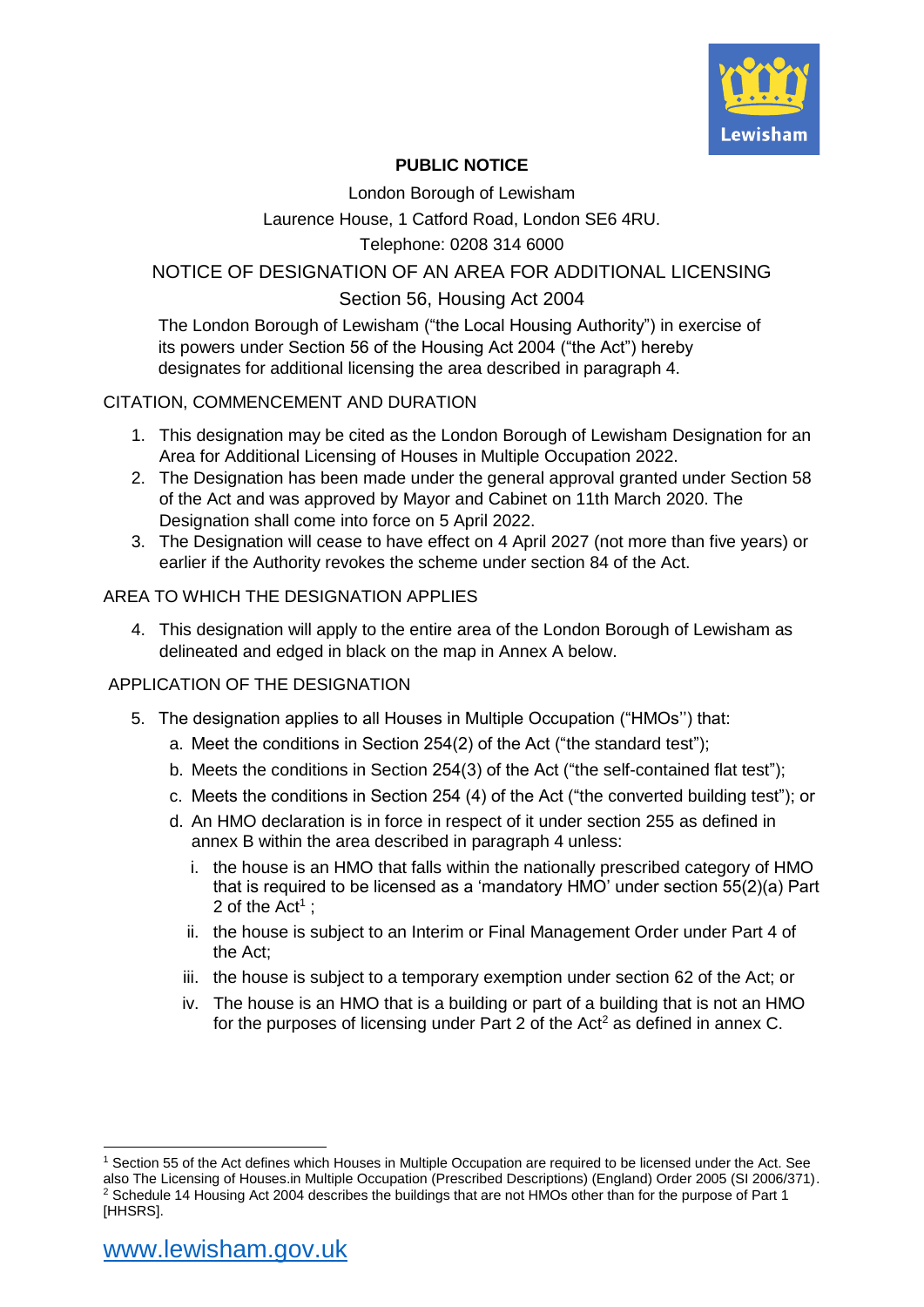**PUBLIC NOTICE**

London Borough of Lewisham

Laurence House, 1 Catford Road, London SE6 4RU.

Telephone: 0208 314 6000

NOTICE OF DESIGNATION OF AN AREA FOR ADDITIONAL LICENSING

Section 56, Housing Act 2004

The London Borough of Lewisham ("the Local Housing Authority") in exercise of its powers under Section 56 of the Housing Act 2004 ("the Act") hereby designates for additional licensing the area described in paragraph 4.

CITATION, COMMENCEMENT AND DURATION

1. This designation may be cited as the London Borough of Lewisham Designation for an Area for Additional Licensing of Houses in Multiple Occupation 2022.
2. The Designation has been made under the general approval granted under Section 58 of the Act and was approved by Mayor and Cabinet on 11th March 2020. The Designation shall come into force on 5 April 2022.
3. The Designation will cease to have effect on 4 April 2027 (not more than five years) or earlier if the Authority revokes the scheme under section 84 of the Act.

AREA TO WHICH THE DESIGNATION APPLIES

4. This designation will apply to the entire area of the London Borough of Lewisham as delineated and edged in black on the map in Annex A below.

APPLICATION OF THE DESIGNATION

5. The designation applies to all Houses in Multiple Occupation ("HMOs'') that:
   a. Meet the conditions in Section 254(2) of the Act ("the standard test");
   b. Meets the conditions in Section 254(3) of the Act ("the self-contained flat test");
   c. Meets the conditions in Section 254 (4) of the Act ("the converted building test"); or
   d. An HMO declaration is in force in respect of it under section 255 as defined in annex B within the area described in paragraph 4 unless:
      i. the house is an HMO that falls within the nationally prescribed category of HMO that is required to be licensed as a 'mandatory HMO' under section 55(2)(a) Part 2 of the Act[1] ;
      ii. the house is subject to an Interim or Final Management Order under Part 4 of the Act;
      iii. the house is subject to a temporary exemption under section 62 of the Act; or
      iv. The house is an HMO that is a building or part of a building that is not an HMO for the purposes of licensing under Part 2 of the Act[2] as defined in annex C.

---

[1] Section 55 of the Act defines which Houses in Multiple Occupation are required to be licensed under the Act. See also The Licensing of Houses.in Multiple Occupation (Prescribed Descriptions) (England) Order 2005 (SI 2006/371).

[2] Schedule 14 Housing Act 2004 describes the buildings that are not HMOs other than for the purpose of Part 1 [HHSRS].

www.lewisham.gov.uk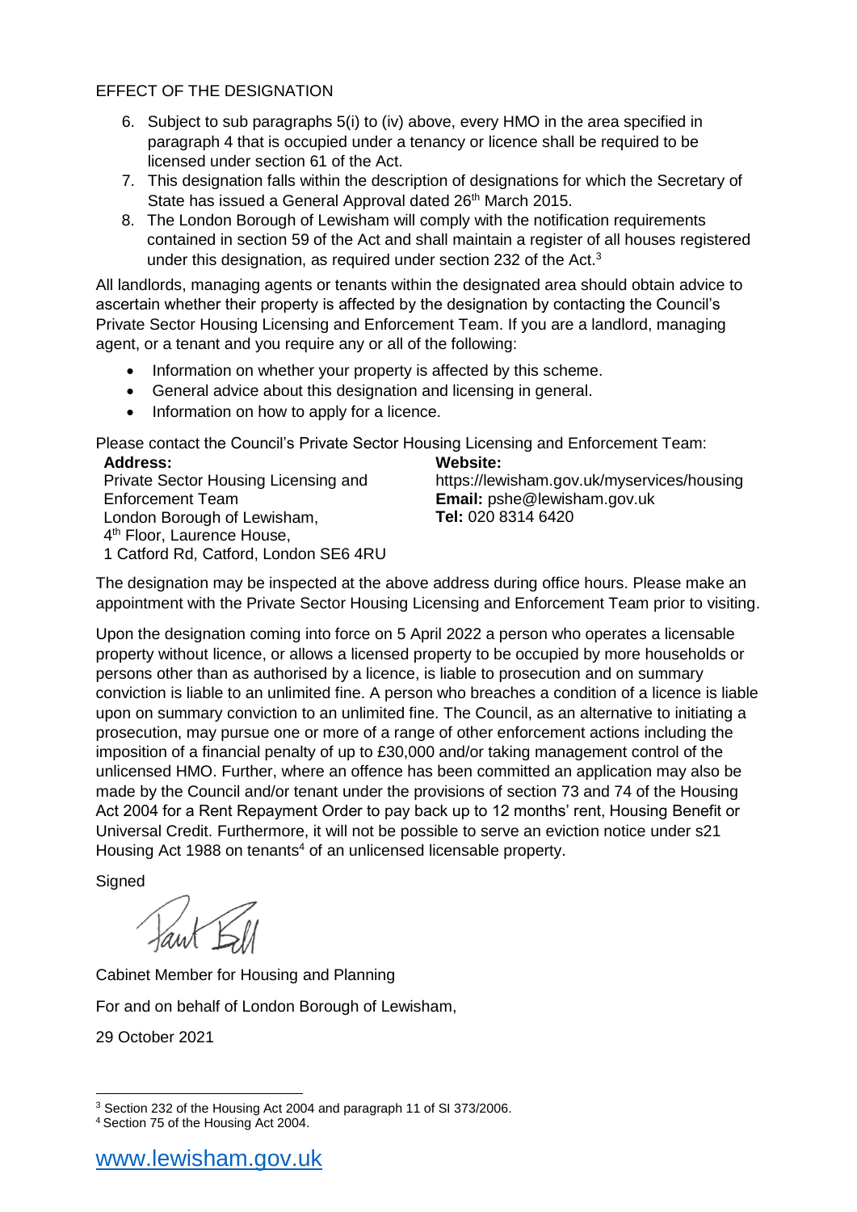EFFECT OF THE DESIGNATION

6. Subject to sub paragraphs 5(i) to (iv) above, every HMO in the area specified in paragraph 4 that is occupied under a tenancy or licence shall be required to be licensed under section 61 of the Act.
7. This designation falls within the description of designations for which the Secretary of State has issued a General Approval dated 26th March 2015.
8. The London Borough of Lewisham will comply with the notification requirements contained in section 59 of the Act and shall maintain a register of all houses registered under this designation, as required under section 232 of the Act.[3]

All landlords, managing agents or tenants within the designated area should obtain advice to ascertain whether their property is affected by the designation by contacting the Council's Private Sector Housing Licensing and Enforcement Team. If you are a landlord, managing agent, or a tenant and you require any or all of the following:

- Information on whether your property is affected by this scheme.
- General advice about this designation and licensing in general.
- Information on how to apply for a licence.

Please contact the Council's Private Sector Housing Licensing and Enforcement Team:

**Address:**
Private Sector Housing Licensing and Enforcement Team
London Borough of Lewisham,
4th Floor, Laurence House,
1 Catford Rd, Catford, London SE6 4RU

**Website:**
https://lewisham.gov.uk/myservices/housing
**Email:** pshe@lewisham.gov.uk
**Tel:** 020 8314 6420

The designation may be inspected at the above address during office hours. Please make an appointment with the Private Sector Housing Licensing and Enforcement Team prior to visiting.

Upon the designation coming into force on 5 April 2022 a person who operates a licensable property without licence, or allows a licensed property to be occupied by more households or persons other than as authorised by a licence, is liable to prosecution and on summary conviction is liable to an unlimited fine. A person who breaches a condition of a licence is liable upon on summary conviction to an unlimited fine. The Council, as an alternative to initiating a prosecution, may pursue one or more of a range of other enforcement actions including the imposition of a financial penalty of up to £30,000 and/or taking management control of the unlicensed HMO. Further, where an offence has been committed an application may also be made by the Council and/or tenant under the provisions of section 73 and 74 of the Housing Act 2004 for a Rent Repayment Order to pay back up to 12 months' rent, Housing Benefit or Universal Credit. Furthermore, it will not be possible to serve an eviction notice under s21 Housing Act 1988 on tenants[4] of an unlicensed licensable property.

Signed

Cabinet Member for Housing and Planning

For and on behalf of London Borough of Lewisham,

29 October 2021

[3] Section 232 of the Housing Act 2004 and paragraph 11 of SI 373/2006.

[4] Section 75 of the Housing Act 2004.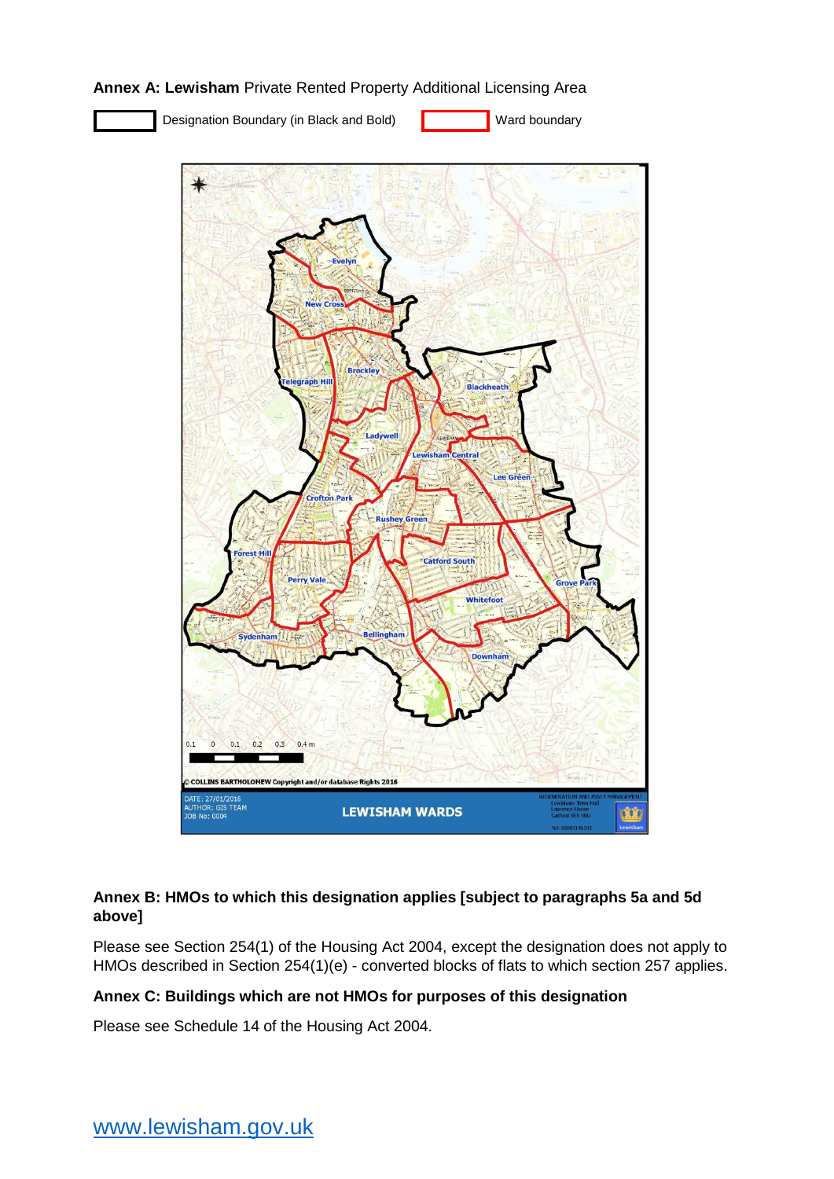**Annex A: Lewisham** Private Rented Property Additional Licensing Area

Designation Boundary (in Black and Bold)

Ward boundary

Evelyn

New Cross

Brockley

Telegraph Hill

Blackheath

Ladywell

Lewisham Central

Lee Green

Crofton Park

Rushey Green

Forest Hill

Catford South

Perry Vale

Grove Park

Whitefoot

Sydenham

Bellingham

Downham

0.1 0 0.1 0.2 0.3 0.4 m

© COLLINS BARTHOLOMEW Copyright and/or database Rights 2016

DATE: 27/01/2016
AUTHOR: GIS TEAM
JOB No: 0004

LEWISHAM WARDS

REGENERATION AND ASSET MANAGEMENT
Lewisham Town Hall
Laurence House
Catford SE6 4RU

Tel: 02083146342

Lewisham

**Annex B: HMOs to which this designation applies [subject to paragraphs 5a and 5d above]**

Please see Section 254(1) of the Housing Act 2004, except the designation does not apply to HMOs described in Section 254(1)(e) - converted blocks of flats to which section 257 applies.

**Annex C: Buildings which are not HMOs for purposes of this designation**

Please see Schedule 14 of the Housing Act 2004.

www.lewisham.gov.uk